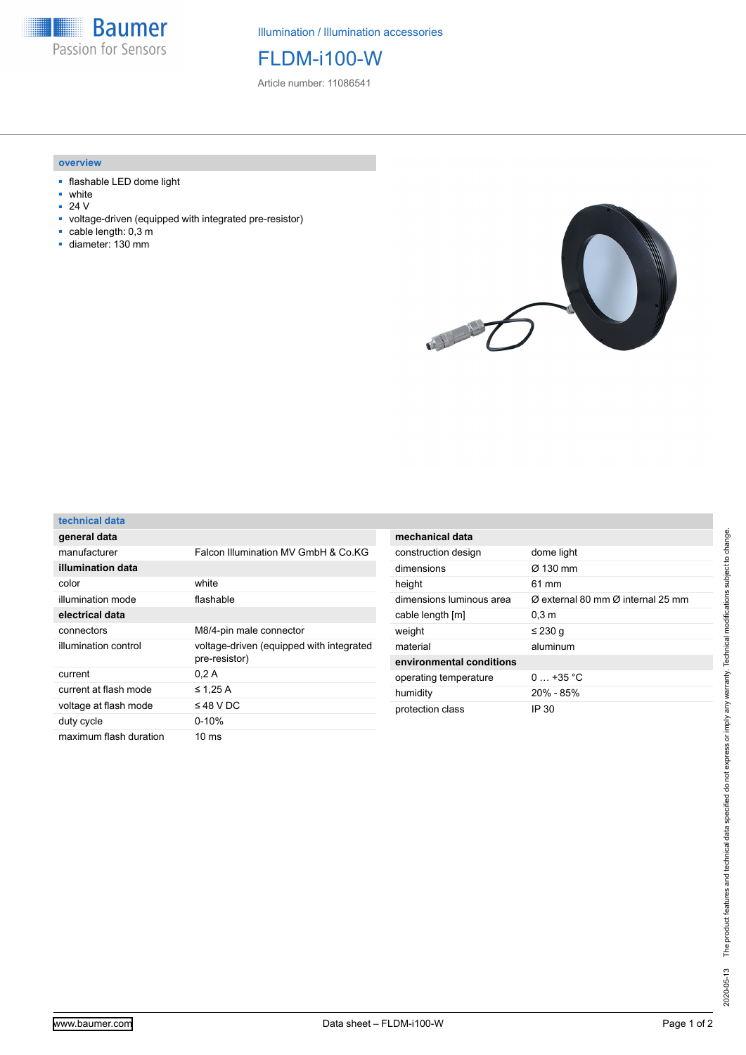Illumination / Illumination accessories

# FLDM-i100-W

Article number: 11086541

## overview

- flashable LED dome light
- white
- 24 V
- voltage-driven (equipped with integrated pre-resistor)
- cable length: 0,3 m
- diameter: 130 mm

## technical data

| general data | |
|---|---|
| manufacturer | Falcon Illumination MV GmbH & Co.KG |
| **illumination data** | |
| color | white |
| illumination mode | flashable |
| **electrical data** | |
| connectors | M8/4-pin male connector |
| illumination control | voltage-driven (equipped with integrated pre-resistor) |
| current | 0,2 A |
| current at flash mode | ≤ 1,25 A |
| voltage at flash mode | ≤ 48 V DC |
| duty cycle | 0-10% |
| maximum flash duration | 10 ms |

| mechanical data | |
|---|---|
| construction design | dome light |
| dimensions | Ø 130 mm |
| height | 61 mm |
| dimensions luminous area | Ø external 80 mm Ø internal 25 mm |
| cable length [m] | 0,3 m |
| weight | ≤ 230 g |
| material | aluminum |
| **environmental conditions** | |
| operating temperature | 0 … +35 °C |
| humidity | 20% - 85% |
| protection class | IP 30 |

2020-05-13 The product features and technical data specified do not express or imply any warranty. Technical modifications subject to change.

www.baumer.com Data sheet – FLDM-i100-W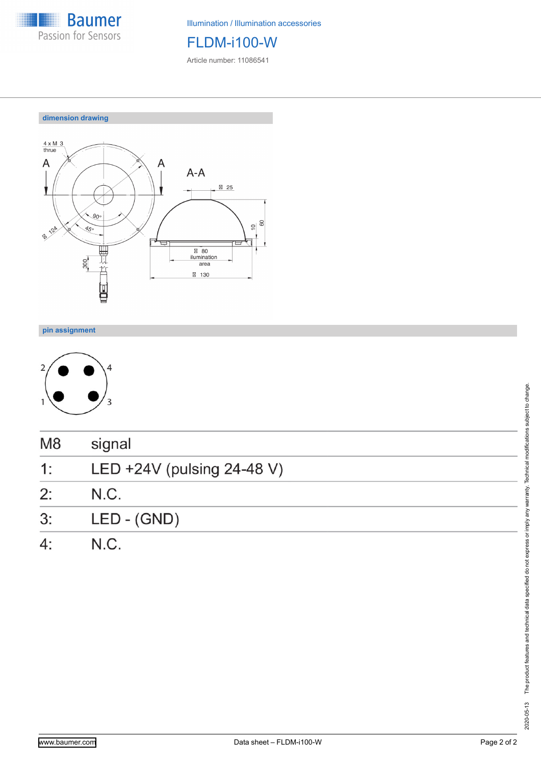Illumination / Illumination accessories

# FLDM-i100-W

Article number: 11086541

## dimension drawing

4 x M 3
thrue

A

A

A-A

⌀ 25

10

60

⌀ 124

90°

45°

300

⌀ 80
illumination
area

⌀ 130

## pin assignment

2
4
1
3

| M8 | signal |
|---|---|
| 1: | LED +24V (pulsing 24-48 V) |
| 2: | N.C. |
| 3: | LED - (GND) |
| 4: | N.C. |

2020-05-13 The product features and technical data specified do not express or imply any warranty. Technical modifications subject to change.